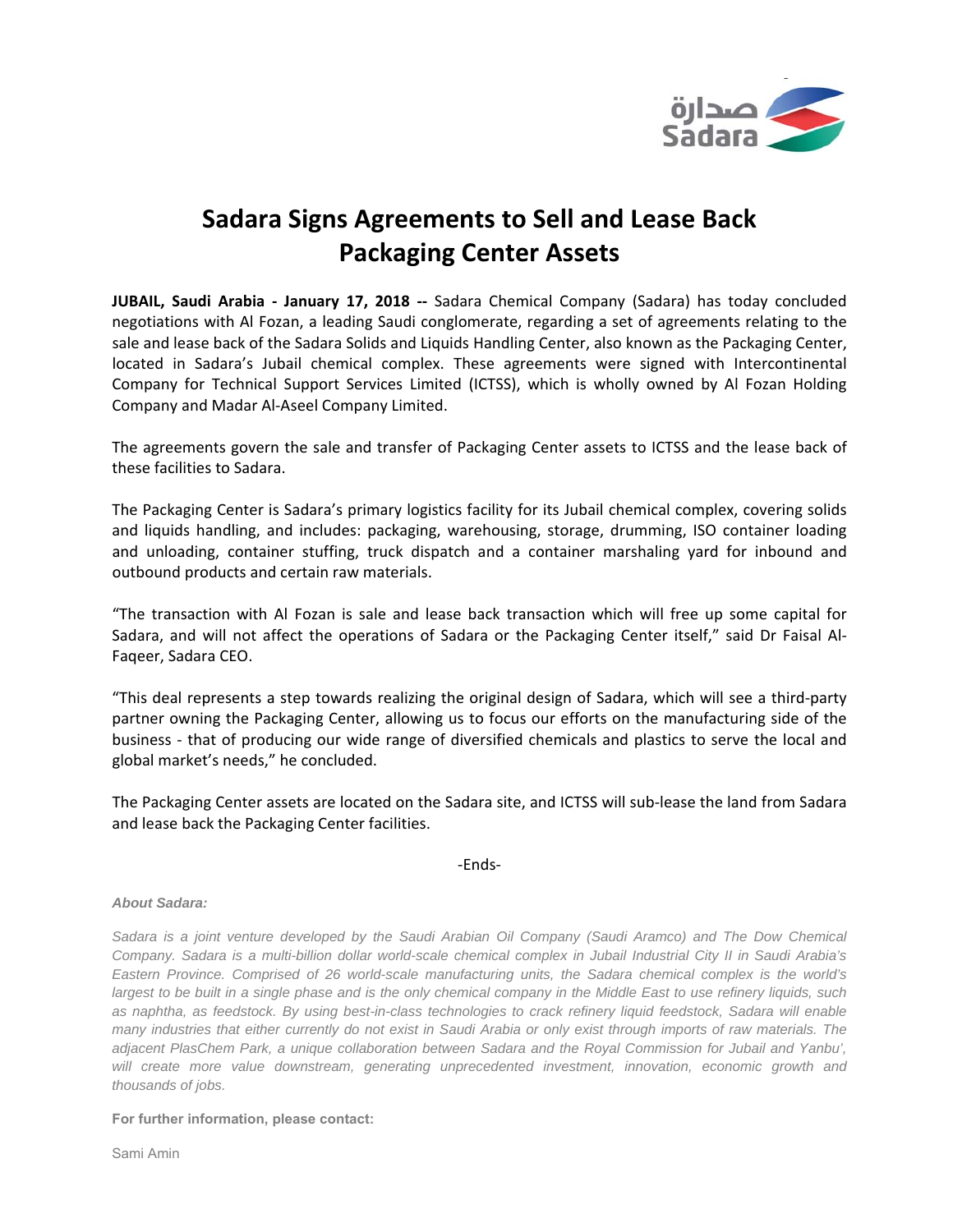صدارة
Sadara

# Sadara Signs Agreements to Sell and Lease Back Packaging Center Assets

**JUBAIL, Saudi Arabia - January 17, 2018 --** Sadara Chemical Company (Sadara) has today concluded negotiations with Al Fozan, a leading Saudi conglomerate, regarding a set of agreements relating to the sale and lease back of the Sadara Solids and Liquids Handling Center, also known as the Packaging Center, located in Sadara's Jubail chemical complex. These agreements were signed with Intercontinental Company for Technical Support Services Limited (ICTSS), which is wholly owned by Al Fozan Holding Company and Madar Al-Aseel Company Limited.

The agreements govern the sale and transfer of Packaging Center assets to ICTSS and the lease back of these facilities to Sadara.

The Packaging Center is Sadara's primary logistics facility for its Jubail chemical complex, covering solids and liquids handling, and includes: packaging, warehousing, storage, drumming, ISO container loading and unloading, container stuffing, truck dispatch and a container marshaling yard for inbound and outbound products and certain raw materials.

"The transaction with Al Fozan is sale and lease back transaction which will free up some capital for Sadara, and will not affect the operations of Sadara or the Packaging Center itself," said Dr Faisal Al-Faqeer, Sadara CEO.

"This deal represents a step towards realizing the original design of Sadara, which will see a third-party partner owning the Packaging Center, allowing us to focus our efforts on the manufacturing side of the business - that of producing our wide range of diversified chemicals and plastics to serve the local and global market's needs," he concluded.

The Packaging Center assets are located on the Sadara site, and ICTSS will sub-lease the land from Sadara and lease back the Packaging Center facilities.

-Ends-

***About Sadara:***

*Sadara is a joint venture developed by the Saudi Arabian Oil Company (Saudi Aramco) and The Dow Chemical Company. Sadara is a multi-billion dollar world-scale chemical complex in Jubail Industrial City II in Saudi Arabia's Eastern Province. Comprised of 26 world-scale manufacturing units, the Sadara chemical complex is the world's largest to be built in a single phase and is the only chemical company in the Middle East to use refinery liquids, such as naphtha, as feedstock. By using best-in-class technologies to crack refinery liquid feedstock, Sadara will enable many industries that either currently do not exist in Saudi Arabia or only exist through imports of raw materials. The adjacent PlasChem Park, a unique collaboration between Sadara and the Royal Commission for Jubail and Yanbu', will create more value downstream, generating unprecedented investment, innovation, economic growth and thousands of jobs.*

**For further information, please contact:**

Sami Amin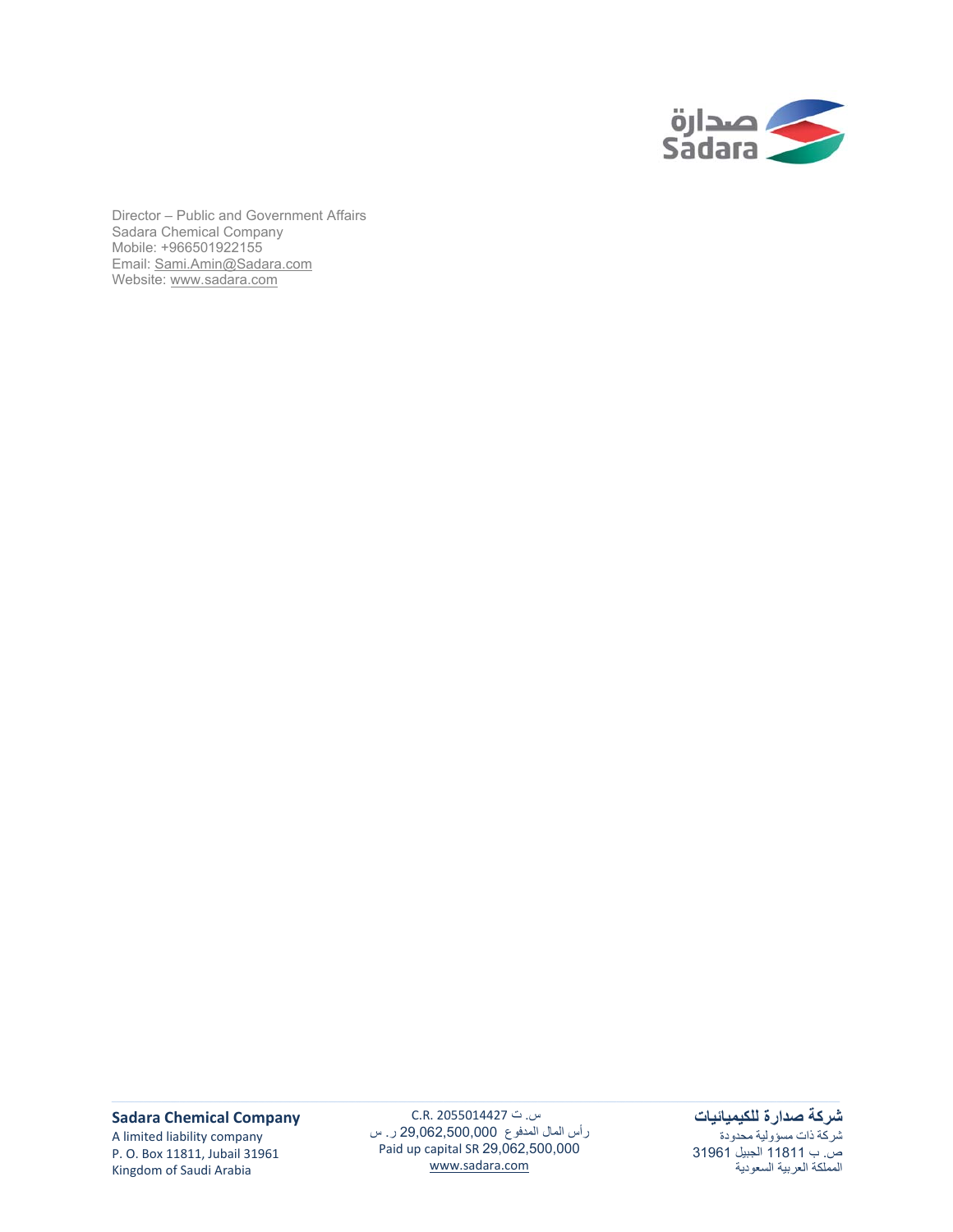Director – Public and Government Affairs
Sadara Chemical Company
Mobile: +966501922155
Email: Sami.Amin@Sadara.com
Website: www.sadara.com